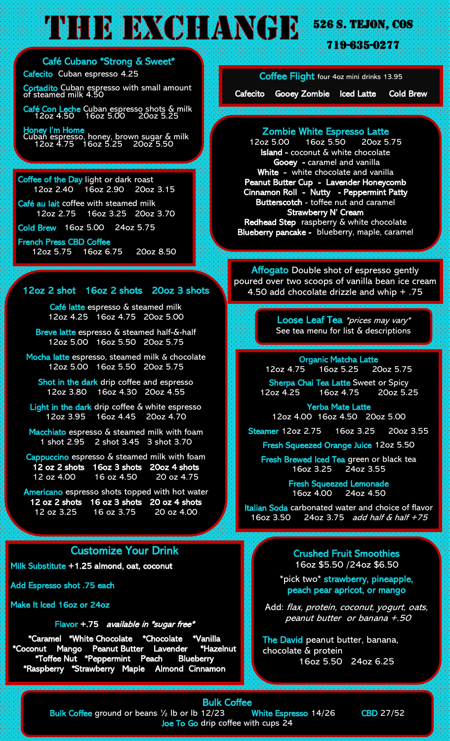# THE EXCHANGE

526 S. TEJON, COS

719-635-0277

## Café Cubano *Strong & Sweet*

**Cafecito** Cuban espresso 4.25

**Cortadito** Cuban espresso with small amount of steamed milk 4.50

**Café Con Leche** Cuban espresso shots & milk
12oz 4.50 16oz 5.00 20oz 5.25

**Honey I'm Home** Cuban espresso, honey, brown sugar & milk
12oz 4.75 16oz 5.25 20oz 5.50

---

**Coffee of the Day** light or dark roast
12oz 2.40 16oz 2.90 20oz 3.15

**Café au lait** coffee with steamed milk
12oz 2.75 16oz 3.25 20oz 3.70

**Cold Brew** 16oz 5.00 24oz 5.75

**French Press CBD Coffee**
12oz 5.75 16oz 6.75 20oz 8.50

---

## 12oz 2 shot 16oz 2 shots 20oz 3 shots

**Café latte** espresso & steamed milk
12oz 4.25 16oz 4.75 20oz 5.00

**Breve latte** espresso & steamed half-&-half
12oz 5.00 16oz 5.50 20oz 5.75

**Mocha latte** espresso, steamed milk & chocolate
12oz 5.00 16oz 5.50 20oz 5.75

**Shot in the dark** drip coffee and espresso
12oz 3.80 16oz 4.30 20oz 4.55

**Light in the dark** drip coffee & white espresso
12oz 3.95 16oz 4.45 20oz 4.70

**Macchiato** espresso & steamed milk with foam
1 shot 2.95 2 shot 3.45 3 shot 3.70

**Cappuccino** espresso & steamed milk with foam
**12 oz 2 shots 16oz 3 shots 20oz 4 shots**
12 oz 4.00 16 oz 4.50 20 oz 4.75

**Americano** espresso shots topped with hot water
**12 oz 2 shots 16 oz 3 shots 20 oz 4 shots**
12 oz 3.25 16 oz 3.75 20 oz 4.00

---

## Coffee Flight

four 4oz mini drinks 13.95

Cafecito Gooey Zombie Iced Latte Cold Brew

## Zombie White Espresso Latte

12oz 5.00 16oz 5.50 20oz 5.75

**Island** - coconut & white chocolate

**Gooey** - caramel and vanilla

**White** - white chocolate and vanilla

**Peanut Butter Cup** - **Lavender Honeycomb**

**Cinnamon Roll** - **Nutty** - **Peppermint Patty**

**Butterscotch** - toffee nut and caramel

**Strawberry N' Cream**

**Redhead Step** raspberry & white chocolate

**Blueberry pancake** - blueberry, maple, caramel

---

**Affogato** Double shot of espresso gently poured over two scoops of vanilla bean ice cream 4.50 add chocolate drizzle and whip + .75

**Loose Leaf Tea** *prices may vary*
See tea menu for list & descriptions

---

**Organic Matcha Latte**
12oz 4.75 16oz 5.25 20oz 5.75

**Sherpa Chai Tea Latte** Sweet or Spicy
12oz 4.25 16oz 4.75 20oz 5.25

**Yerba Mate Latte**
12oz 4.00 16oz 4.50 20oz 5.00

**Steamer** 12oz 2.75 16oz 3.25 20oz 3.55

**Fresh Squeezed Orange Juice** 12oz 5.50

**Fresh Brewed Iced Tea** green or black tea
16oz 3.25 24oz 3.55

**Fresh Squeezed Lemonade**
16oz 4.00 24oz 4.50

**Italian Soda** carbonated water and choice of flavor
16oz 3.50 24oz 3.75 *add half & half +75*

---

## Customize Your Drink

**Milk Substitute** +1.25 almond, oat, coconut

**Add Espresso shot** .75 each

**Make It Iced** 16oz or 24oz

**Flavor** +.75 *available in *sugar free**

*Caramel *White Chocolate *Chocolate *Vanilla *Coconut Mango Peanut Butter Lavender *Hazelnut *Toffee Nut *Peppermint Peach Blueberry *Raspberry *Strawberry Maple Almond Cinnamon

---

## Crushed Fruit Smoothies

16oz $5.50 /24oz $6.50

*pick two* strawberry, pineapple, peach pear apricot, or mango

Add: *flax, protein, coconut, yogurt, oats, peanut butter or banana +.50*

**The David** peanut butter, banana, chocolate & protein
16oz 5.50 24oz 6.25

---

## Bulk Coffee

**Bulk Coffee** ground or beans ½ lb or lb 12/23 **White Espresso** 14/26 **CBD** 27/52

**Joe To Go** drip coffee with cups 24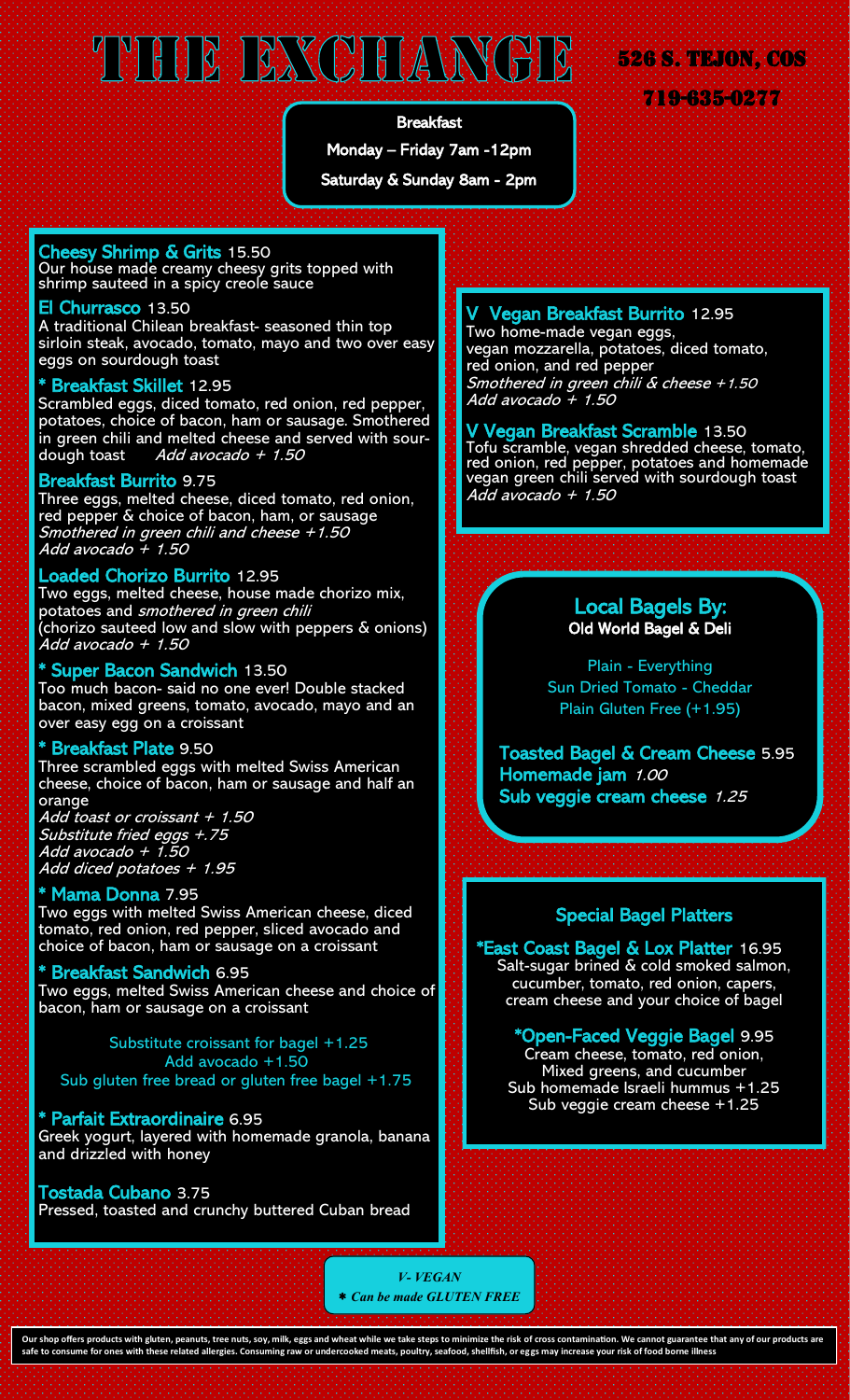# THE EXCHANGE

**526 S. TEJON, COS**

**719-635-0277**

**Breakfast**

**Monday – Friday 7am -12pm**

**Saturday & Sunday 8am - 2pm**

### Cheesy Shrimp & Grits 15.50
Our house made creamy cheesy grits topped with shrimp sauteed in a spicy creole sauce

### El Churrasco 13.50
A traditional Chilean breakfast- seasoned thin top sirloin steak, avocado, tomato, mayo and two over easy eggs on sourdough toast

### * Breakfast Skillet 12.95
Scrambled eggs, diced tomato, red onion, red pepper, potatoes, choice of bacon, ham or sausage. Smothered in green chili and melted cheese and served with sourdough toast *Add avocado + 1.50*

### Breakfast Burrito 9.75
Three eggs, melted cheese, diced tomato, red onion, red pepper & choice of bacon, ham, or sausage
*Smothered in green chili and cheese +1.50*
*Add avocado + 1.50*

### Loaded Chorizo Burrito 12.95
Two eggs, melted cheese, house made chorizo mix, potatoes and *smothered in green chili*
(chorizo sauteed low and slow with peppers & onions)
*Add avocado + 1.50*

### * Super Bacon Sandwich 13.50
Too much bacon- said no one ever! Double stacked bacon, mixed greens, tomato, avocado, mayo and an over easy egg on a croissant

### * Breakfast Plate 9.50
Three scrambled eggs with melted Swiss American cheese, choice of bacon, ham or sausage and half an orange
*Add toast or croissant + 1.50*
*Substitute fried eggs +.75*
*Add avocado + 1.50*
*Add diced potatoes + 1.95*

### * Mama Donna 7.95
Two eggs with melted Swiss American cheese, diced tomato, red onion, red pepper, sliced avocado and choice of bacon, ham or sausage on a croissant

### * Breakfast Sandwich 6.95
Two eggs, melted Swiss American cheese and choice of bacon, ham or sausage on a croissant

Substitute croissant for bagel +1.25
Add avocado +1.50
Sub gluten free bread or gluten free bagel +1.75

### * Parfait Extraordinaire 6.95
Greek yogurt, layered with homemade granola, banana and drizzled with honey

### Tostada Cubano 3.75
Pressed, toasted and crunchy buttered Cuban bread

### V Vegan Breakfast Burrito 12.95
Two home-made vegan eggs, vegan mozzarella, potatoes, diced tomato, red onion, and red pepper
*Smothered in green chili & cheese +1.50*
*Add avocado + 1.50*

### V Vegan Breakfast Scramble 13.50
Tofu scramble, vegan shredded cheese, tomato, red onion, red pepper, potatoes and homemade vegan green chili served with sourdough toast
*Add avocado + 1.50*

## Local Bagels By:
**Old World Bagel & Deli**

Plain - Everything
Sun Dried Tomato - Cheddar
Plain Gluten Free (+1.95)

**Toasted Bagel & Cream Cheese** 5.95
**Homemade jam** *1.00*
**Sub veggie cream cheese** *1.25*

## Special Bagel Platters

### *East Coast Bagel & Lox Platter 16.95
Salt-sugar brined & cold smoked salmon, cucumber, tomato, red onion, capers, cream cheese and your choice of bagel

### *Open-Faced Veggie Bagel 9.95
Cream cheese, tomato, red onion, Mixed greens, and cucumber
Sub homemade Israeli hummus +1.25
Sub veggie cream cheese +1.25

*V- VEGAN*
*\* Can be made GLUTEN FREE*

**Our shop offers products with gluten, peanuts, tree nuts, soy, milk, eggs and wheat while we take steps to minimize the risk of cross contamination. We cannot guarantee that any of our products are safe to consume for ones with these related allergies. Consuming raw or undercooked meats, poultry, seafood, shellfish, or eggs may increase your risk of food borne illness**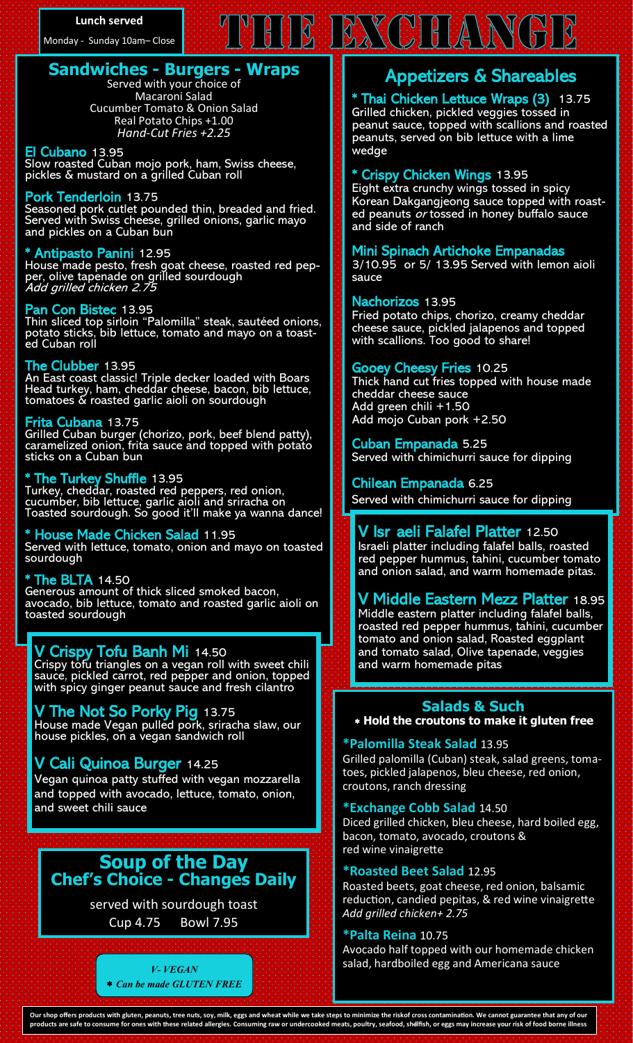**Lunch served**

Monday - Sunday 10am– Close

# THE EXCHANGE

## Sandwiches - Burgers - Wraps

Served with your choice of
Macaroni Salad
Cucumber Tomato & Onion Salad
Real Potato Chips +1.00
*Hand-Cut Fries +2.25*

**El Cubano** 13.95
Slow roasted Cuban mojo pork, ham, Swiss cheese, pickles & mustard on a grilled Cuban roll

**Pork Tenderloin** 13.75
Seasoned pork cutlet pounded thin, breaded and fried. Served with Swiss cheese, grilled onions, garlic mayo and pickles on a Cuban bun

**\* Antipasto Panini** 12.95
House made pesto, fresh goat cheese, roasted red pepper, olive tapenade on grilled sourdough
*Add grilled chicken 2.75*

**Pan Con Bistec** 13.95
Thin sliced top sirloin "Palomilla" steak, sautéed onions, potato sticks, bib lettuce, tomato and mayo on a toasted Cuban roll

**The Clubber** 13.95
An East coast classic! Triple decker loaded with Boars Head turkey, ham, cheddar cheese, bacon, bib lettuce, tomatoes & roasted garlic aioli on sourdough

**Frita Cubana** 13.75
Grilled Cuban burger (chorizo, pork, beef blend patty), caramelized onion, frita sauce and topped with potato sticks on a Cuban bun

**\* The Turkey Shuffle** 13.95
Turkey, cheddar, roasted red peppers, red onion, cucumber, bib lettuce, garlic aioli and sriracha on Toasted sourdough. So good it'll make ya wanna dance!

**\* House Made Chicken Salad** 11.95
Served with lettuce, tomato, onion and mayo on toasted sourdough

**\* The BLTA** 14.50
Generous amount of thick sliced smoked bacon, avocado, bib lettuce, tomato and roasted garlic aioli on toasted sourdough

**V Crispy Tofu Banh Mi** 14.50
Crispy tofu triangles on a vegan roll with sweet chili sauce, pickled carrot, red pepper and onion, topped with spicy ginger peanut sauce and fresh cilantro

**V The Not So Porky Pig** 13.75
House made Vegan pulled pork, sriracha slaw, our house pickles, on a vegan sandwich roll

**V Cali Quinoa Burger** 14.25
Vegan quinoa patty stuffed with vegan mozzarella and topped with avocado, lettuce, tomato, onion, and sweet chili sauce

## Soup of the Day
## Chef's Choice - Changes Daily

served with sourdough toast
Cup 4.75 Bowl 7.95

*V- VEGAN*
*\* Can be made GLUTEN FREE*

## Appetizers & Shareables

**\* Thai Chicken Lettuce Wraps (3)** 13.75
Grilled chicken, pickled veggies tossed in peanut sauce, topped with scallions and roasted peanuts, served on bib lettuce with a lime wedge

**\* Crispy Chicken Wings** 13.95
Eight extra crunchy wings tossed in spicy Korean Dakgangjeong sauce topped with roasted peanuts *or* tossed in honey buffalo sauce and side of ranch

**Mini Spinach Artichoke Empanadas**
3/10.95 or 5/ 13.95 Served with lemon aioli sauce

**Nachorizos** 13.95
Fried potato chips, chorizo, creamy cheddar cheese sauce, pickled jalapenos and topped with scallions. Too good to share!

**Gooey Cheesy Fries** 10.25
Thick hand cut fries topped with house made cheddar cheese sauce
Add green chili +1.50
Add mojo Cuban pork +2.50

**Cuban Empanada** 5.25
Served with chimichurri sauce for dipping

**Chilean Empanada** 6.25
Served with chimichurri sauce for dipping

**V Isr aeli Falafel Platter** 12.50
Israeli platter including falafel balls, roasted red pepper hummus, tahini, cucumber tomato and onion salad, and warm homemade pitas.

**V Middle Eastern Mezz Platter** 18.95
Middle eastern platter including falafel balls, roasted red pepper hummus, tahini, cucumber tomato and onion salad, Roasted eggplant and tomato salad, Olive tapenade, veggies and warm homemade pitas

## Salads & Such

**\* Hold the croutons to make it gluten free**

**\*Palomilla Steak Salad** 13.95
Grilled palomilla (Cuban) steak, salad greens, tomatoes, pickled jalapenos, bleu cheese, red onion, croutons, ranch dressing

**\*Exchange Cobb Salad** 14.50
Diced grilled chicken, bleu cheese, hard boiled egg, bacon, tomato, avocado, croutons & red wine vinaigrette

**\*Roasted Beet Salad** 12.95
Roasted beets, goat cheese, red onion, balsamic reduction, candied pepitas, & red wine vinaigrette
*Add grilled chicken+ 2.75*

**\*Palta Reina** 10.75
Avocado half topped with our homemade chicken salad, hardboiled egg and Americana sauce

**Our shop offers products with gluten, peanuts, tree nuts, soy, milk, eggs and wheat while we take steps to minimize the riskof cross contamination. We cannot guarantee that any of our products are safe to consume for ones with these related allergies. Consuming raw or undercooked meats, poultry, seafood, shellfish, or eggs may increase your risk of food borne illness**